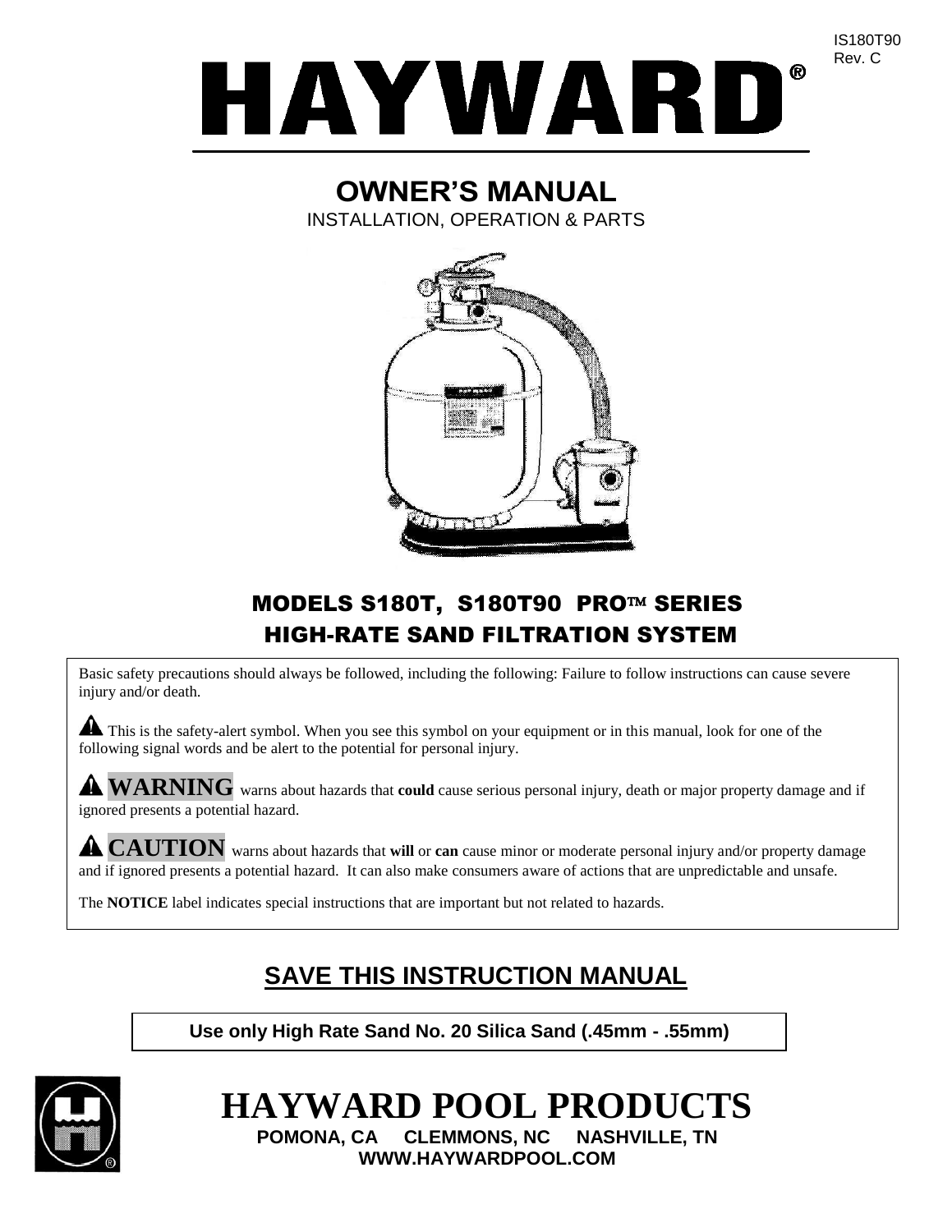IS180T90
Rev. C

# HAYWARD®

## OWNER'S MANUAL

INSTALLATION, OPERATION & PARTS

## MODELS S180T, S180T90 PRO™ SERIES HIGH-RATE SAND FILTRATION SYSTEM

Basic safety precautions should always be followed, including the following: Failure to follow instructions can cause severe injury and/or death.

⚠ This is the safety-alert symbol. When you see this symbol on your equipment or in this manual, look for one of the following signal words and be alert to the potential for personal injury.

⚠ **WARNING** warns about hazards that **could** cause serious personal injury, death or major property damage and if ignored presents a potential hazard.

⚠ **CAUTION** warns about hazards that **will** or **can** cause minor or moderate personal injury and/or property damage and if ignored presents a potential hazard. It can also make consumers aware of actions that are unpredictable and unsafe.

The **NOTICE** label indicates special instructions that are important but not related to hazards.

## SAVE THIS INSTRUCTION MANUAL

**Use only High Rate Sand No. 20 Silica Sand (.45mm - .55mm)**

# HAYWARD POOL PRODUCTS

**POMONA, CA CLEMMONS, NC NASHVILLE, TN**
**WWW.HAYWARDPOOL.COM**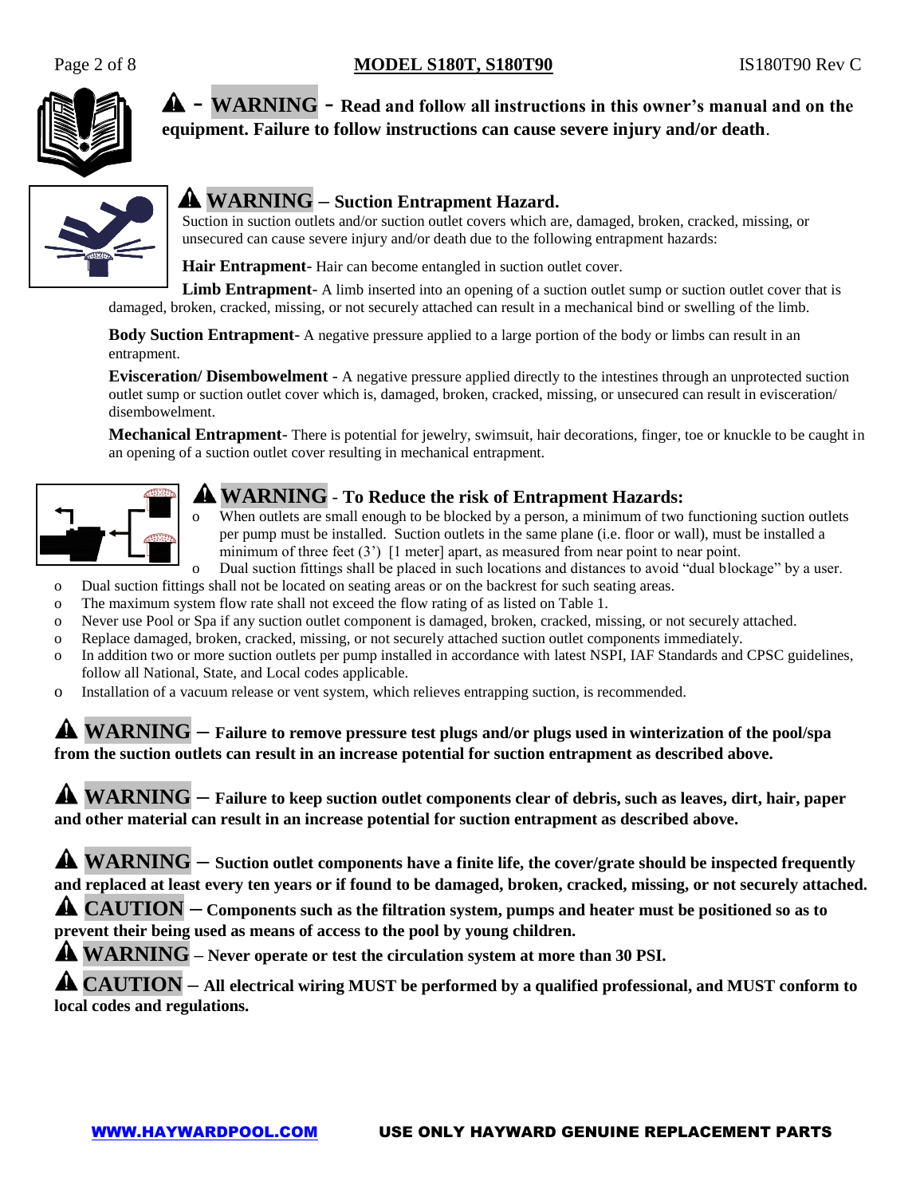**⚠ - WARNING - Read and follow all instructions in this owner's manual and on the equipment. Failure to follow instructions can cause severe injury and/or death.**

## ⚠ WARNING – Suction Entrapment Hazard.

Suction in suction outlets and/or suction outlet covers which are, damaged, broken, cracked, missing, or unsecured can cause severe injury and/or death due to the following entrapment hazards:

**Hair Entrapment**- Hair can become entangled in suction outlet cover.

**Limb Entrapment**- A limb inserted into an opening of a suction outlet sump or suction outlet cover that is damaged, broken, cracked, missing, or not securely attached can result in a mechanical bind or swelling of the limb.

**Body Suction Entrapment**- A negative pressure applied to a large portion of the body or limbs can result in an entrapment.

**Evisceration/ Disembowelment** - A negative pressure applied directly to the intestines through an unprotected suction outlet sump or suction outlet cover which is, damaged, broken, cracked, missing, or unsecured can result in evisceration/ disembowelment.

**Mechanical Entrapment**- There is potential for jewelry, swimsuit, hair decorations, finger, toe or knuckle to be caught in an opening of a suction outlet cover resulting in mechanical entrapment.

## ⚠ WARNING - To Reduce the risk of Entrapment Hazards:

- When outlets are small enough to be blocked by a person, a minimum of two functioning suction outlets per pump must be installed. Suction outlets in the same plane (i.e. floor or wall), must be installed a minimum of three feet (3') [1 meter] apart, as measured from near point to near point.
- Dual suction fittings shall be placed in such locations and distances to avoid "dual blockage" by a user.
- Dual suction fittings shall not be located on seating areas or on the backrest for such seating areas.
- The maximum system flow rate shall not exceed the flow rating of as listed on Table 1.
- Never use Pool or Spa if any suction outlet component is damaged, broken, cracked, missing, or not securely attached.
- Replace damaged, broken, cracked, missing, or not securely attached suction outlet components immediately.
- In addition two or more suction outlets per pump installed in accordance with latest NSPI, IAF Standards and CPSC guidelines, follow all National, State, and Local codes applicable.
- Installation of a vacuum release or vent system, which relieves entrapping suction, is recommended.

**⚠ WARNING – Failure to remove pressure test plugs and/or plugs used in winterization of the pool/spa from the suction outlets can result in an increase potential for suction entrapment as described above.**

**⚠ WARNING – Failure to keep suction outlet components clear of debris, such as leaves, dirt, hair, paper and other material can result in an increase potential for suction entrapment as described above.**

**⚠ WARNING – Suction outlet components have a finite life, the cover/grate should be inspected frequently and replaced at least every ten years or if found to be damaged, broken, cracked, missing, or not securely attached.**

**⚠ CAUTION – Components such as the filtration system, pumps and heater must be positioned so as to prevent their being used as means of access to the pool by young children.**

**⚠ WARNING – Never operate or test the circulation system at more than 30 PSI.**

**⚠ CAUTION – All electrical wiring MUST be performed by a qualified professional, and MUST conform to local codes and regulations.**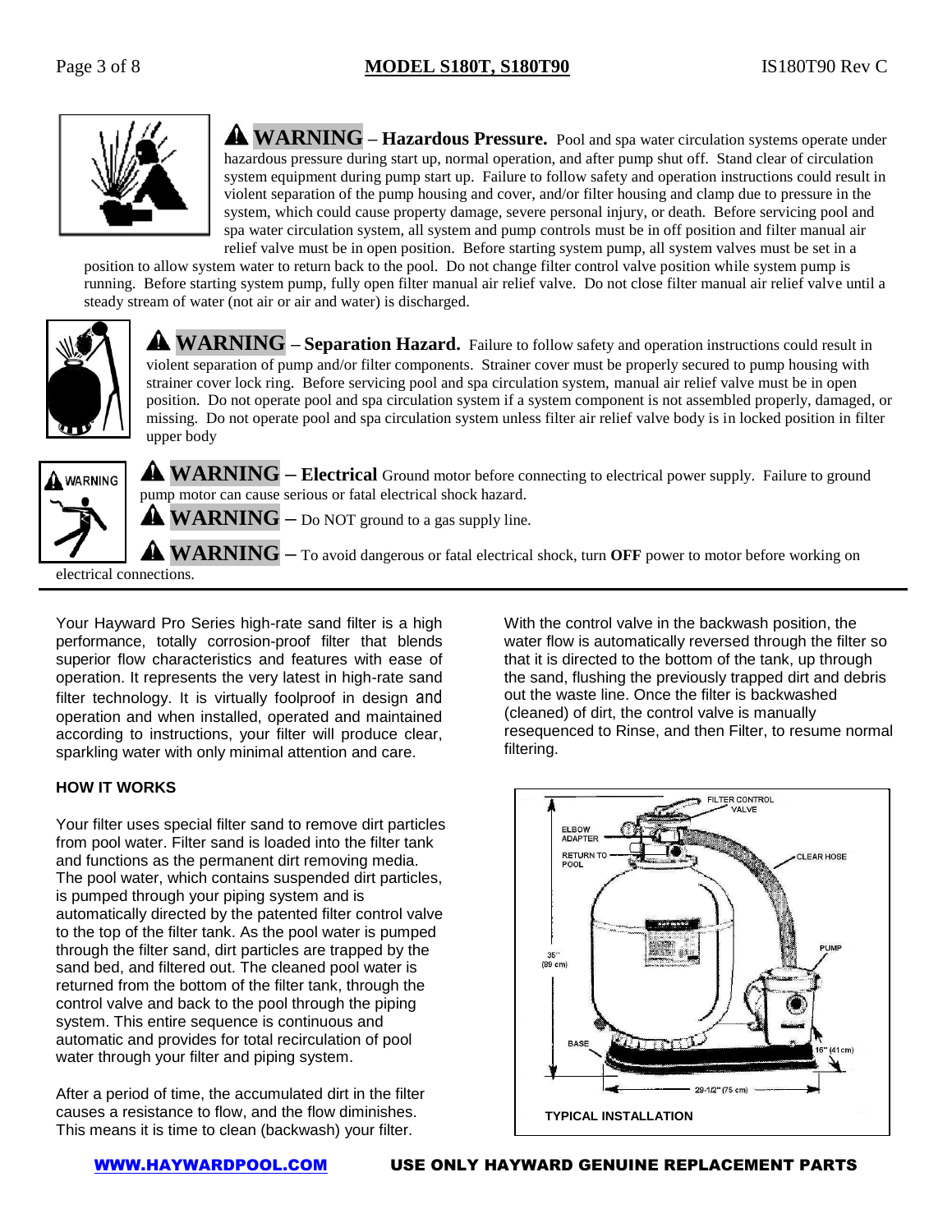**⚠ WARNING – Hazardous Pressure.** Pool and spa water circulation systems operate under hazardous pressure during start up, normal operation, and after pump shut off. Stand clear of circulation system equipment during pump start up. Failure to follow safety and operation instructions could result in violent separation of the pump housing and cover, and/or filter housing and clamp due to pressure in the system, which could cause property damage, severe personal injury, or death. Before servicing pool and spa water circulation system, all system and pump controls must be in off position and filter manual air relief valve must be in open position. Before starting system pump, all system valves must be set in a position to allow system water to return back to the pool. Do not change filter control valve position while system pump is running. Before starting system pump, fully open filter manual air relief valve. Do not close filter manual air relief valve until a steady stream of water (not air or air and water) is discharged.

**⚠ WARNING – Separation Hazard.** Failure to follow safety and operation instructions could result in violent separation of pump and/or filter components. Strainer cover must be properly secured to pump housing with strainer cover lock ring. Before servicing pool and spa circulation system, manual air relief valve must be in open position. Do not operate pool and spa circulation system if a system component is not assembled properly, damaged, or missing. Do not operate pool and spa circulation system unless filter air relief valve body is in locked position in filter upper body

**⚠ WARNING – Electrical** Ground motor before connecting to electrical power supply. Failure to ground pump motor can cause serious or fatal electrical shock hazard.

**⚠ WARNING** – Do NOT ground to a gas supply line.

**⚠ WARNING** – To avoid dangerous or fatal electrical shock, turn **OFF** power to motor before working on electrical connections.

---

Your Hayward Pro Series high-rate sand filter is a high performance, totally corrosion-proof filter that blends superior flow characteristics and features with ease of operation. It represents the very latest in high-rate sand filter technology. It is virtually foolproof in design and operation and when installed, operated and maintained according to instructions, your filter will produce clear, sparkling water with only minimal attention and care.

**HOW IT WORKS**

Your filter uses special filter sand to remove dirt particles from pool water. Filter sand is loaded into the filter tank and functions as the permanent dirt removing media. The pool water, which contains suspended dirt particles, is pumped through your piping system and is automatically directed by the patented filter control valve to the top of the filter tank. As the pool water is pumped through the filter sand, dirt particles are trapped by the sand bed, and filtered out. The cleaned pool water is returned from the bottom of the filter tank, through the control valve and back to the pool through the piping system. This entire sequence is continuous and automatic and provides for total recirculation of pool water through your filter and piping system.

After a period of time, the accumulated dirt in the filter causes a resistance to flow, and the flow diminishes. This means it is time to clean (backwash) your filter.

With the control valve in the backwash position, the water flow is automatically reversed through the filter so that it is directed to the bottom of the tank, up through the sand, flushing the previously trapped dirt and debris out the waste line. Once the filter is backwashed (cleaned) of dirt, the control valve is manually resequenced to Rinse, and then Filter, to resume normal filtering.

FILTER CONTROL VALVE
ELBOW ADAPTER
RETURN TO POOL
CLEAR HOSE
PUMP
35" (89 cm)
BASE
16" (41 cm)
29-1/2" (75 cm)

**TYPICAL INSTALLATION**

**WWW.HAYWARDPOOL.COM** **USE ONLY HAYWARD GENUINE REPLACEMENT PARTS**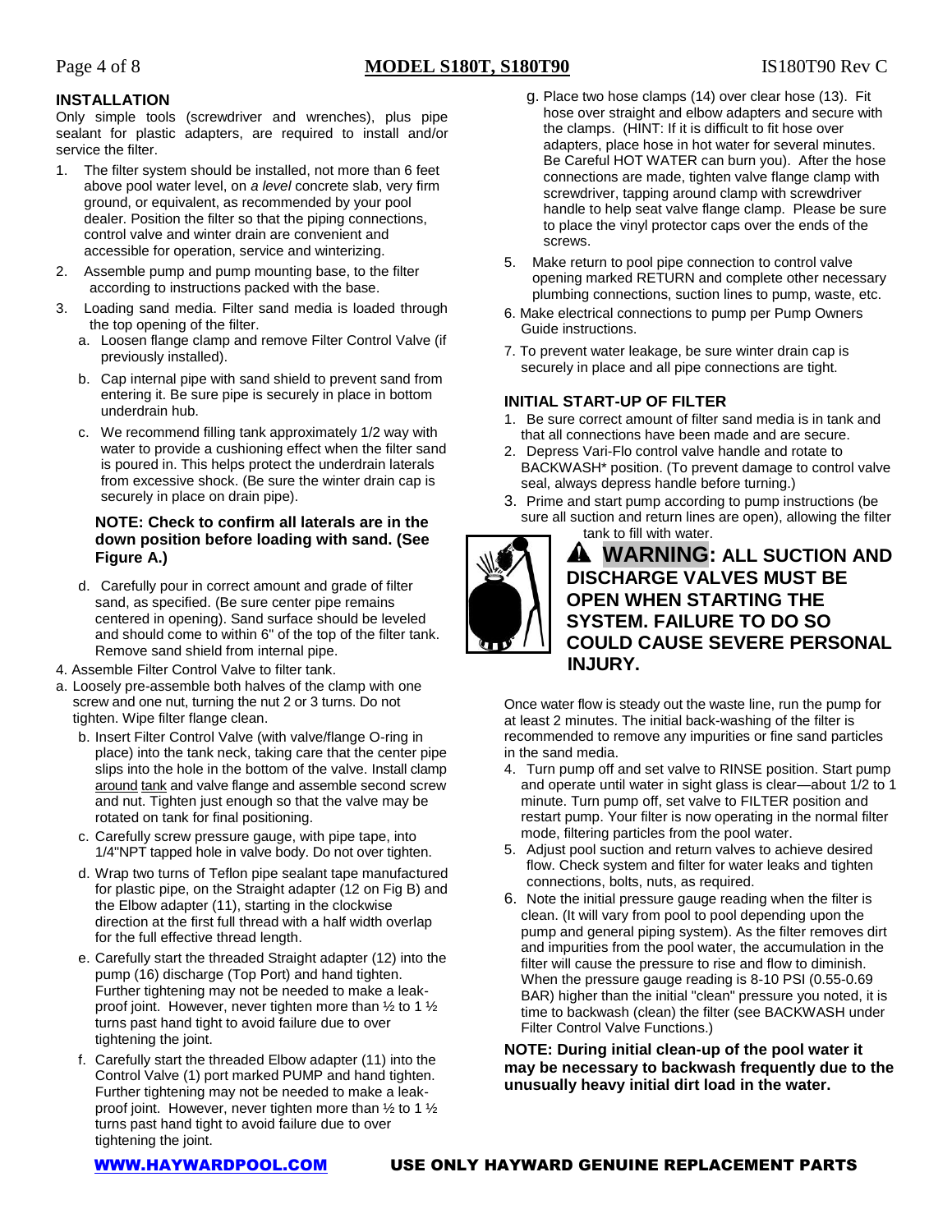## INSTALLATION

Only simple tools (screwdriver and wrenches), plus pipe sealant for plastic adapters, are required to install and/or service the filter.

1. The filter system should be installed, not more than 6 feet above pool water level, on *a level* concrete slab, very firm ground, or equivalent, as recommended by your pool dealer. Position the filter so that the piping connections, control valve and winter drain are convenient and accessible for operation, service and winterizing.
2. Assemble pump and pump mounting base, to the filter according to instructions packed with the base.
3. Loading sand media. Filter sand media is loaded through the top opening of the filter.
   a. Loosen flange clamp and remove Filter Control Valve (if previously installed).
   b. Cap internal pipe with sand shield to prevent sand from entering it. Be sure pipe is securely in place in bottom underdrain hub.
   c. We recommend filling tank approximately 1/2 way with water to provide a cushioning effect when the filter sand is poured in. This helps protect the underdrain laterals from excessive shock. (Be sure the winter drain cap is securely in place on drain pipe).

   **NOTE: Check to confirm all laterals are in the down position before loading with sand. (See Figure A.)**

   d. Carefully pour in correct amount and grade of filter sand, as specified. (Be sure center pipe remains centered in opening). Sand surface should be leveled and should come to within 6" of the top of the filter tank. Remove sand shield from internal pipe.
4. Assemble Filter Control Valve to filter tank.
   a. Loosely pre-assemble both halves of the clamp with one screw and one nut, turning the nut 2 or 3 turns. Do not tighten. Wipe filter flange clean.
   b. Insert Filter Control Valve (with valve/flange O-ring in place) into the tank neck, taking care that the center pipe slips into the hole in the bottom of the valve. Install clamp around tank and valve flange and assemble second screw and nut. Tighten just enough so that the valve may be rotated on tank for final positioning.
   c. Carefully screw pressure gauge, with pipe tape, into 1/4"NPT tapped hole in valve body. Do not over tighten.
   d. Wrap two turns of Teflon pipe sealant tape manufactured for plastic pipe, on the Straight adapter (12 on Fig B) and the Elbow adapter (11), starting in the clockwise direction at the first full thread with a half width overlap for the full effective thread length.
   e. Carefully start the threaded Straight adapter (12) into the pump (16) discharge (Top Port) and hand tighten. Further tightening may not be needed to make a leak-proof joint. However, never tighten more than ½ to 1 ½ turns past hand tight to avoid failure due to over tightening the joint.
   f. Carefully start the threaded Elbow adapter (11) into the Control Valve (1) port marked PUMP and hand tighten. Further tightening may not be needed to make a leak-proof joint. However, never tighten more than ½ to 1 ½ turns past hand tight to avoid failure due to over tightening the joint.
   g. Place two hose clamps (14) over clear hose (13). Fit hose over straight and elbow adapters and secure with the clamps. (HINT: If it is difficult to fit hose over adapters, place hose in hot water for several minutes. Be Careful HOT WATER can burn you). After the hose connections are made, tighten valve flange clamp with screwdriver, tapping around clamp with screwdriver handle to help seat valve flange clamp. Please be sure to place the vinyl protector caps over the ends of the screws.
5. Make return to pool pipe connection to control valve opening marked RETURN and complete other necessary plumbing connections, suction lines to pump, waste, etc.
6. Make electrical connections to pump per Pump Owners Guide instructions.
7. To prevent water leakage, be sure winter drain cap is securely in place and all pipe connections are tight.

## INITIAL START-UP OF FILTER

1. Be sure correct amount of filter sand media is in tank and that all connections have been made and are secure.
2. Depress Vari-Flo control valve handle and rotate to BACKWASH* position. (To prevent damage to control valve seal, always depress handle before turning.)
3. Prime and start pump according to pump instructions (be sure all suction and return lines are open), allowing the filter tank to fill with water.

**⚠ WARNING: ALL SUCTION AND DISCHARGE VALVES MUST BE OPEN WHEN STARTING THE SYSTEM. FAILURE TO DO SO COULD CAUSE SEVERE PERSONAL INJURY.**

Once water flow is steady out the waste line, run the pump for at least 2 minutes. The initial back-washing of the filter is recommended to remove any impurities or fine sand particles in the sand media.

4. Turn pump off and set valve to RINSE position. Start pump and operate until water in sight glass is clear—about 1/2 to 1 minute. Turn pump off, set valve to FILTER position and restart pump. Your filter is now operating in the normal filter mode, filtering particles from the pool water.
5. Adjust pool suction and return valves to achieve desired flow. Check system and filter for water leaks and tighten connections, bolts, nuts, as required.
6. Note the initial pressure gauge reading when the filter is clean. (It will vary from pool to pool depending upon the pump and general piping system). As the filter removes dirt and impurities from the pool water, the accumulation in the filter will cause the pressure to rise and flow to diminish. When the pressure gauge reading is 8-10 PSI (0.55-0.69 BAR) higher than the initial "clean" pressure you noted, it is time to backwash (clean) the filter (see BACKWASH under Filter Control Valve Functions.)

**NOTE: During initial clean-up of the pool water it may be necessary to backwash frequently due to the unusually heavy initial dirt load in the water.**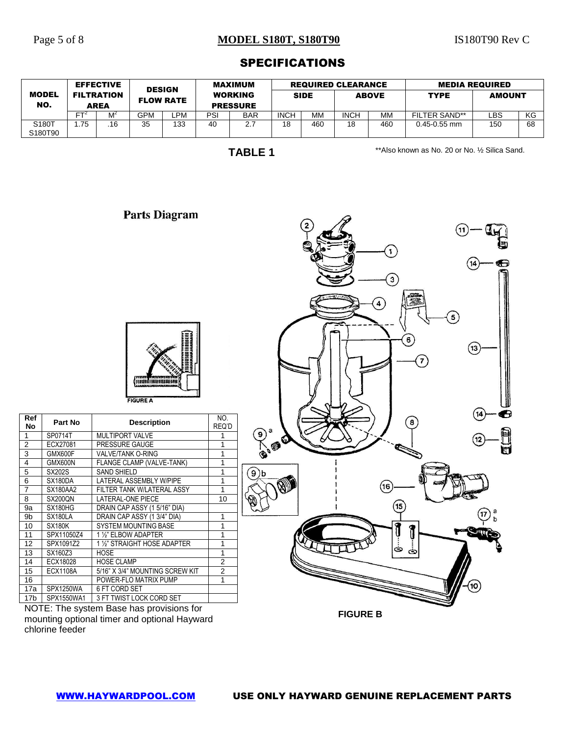## SPECIFICATIONS

| MODEL NO. | EFFECTIVE FILTRATION AREA | | DESIGN FLOW RATE | | MAXIMUM WORKING PRESSURE | | REQUIRED CLEARANCE | | | | MEDIA REQUIRED | | |
|---|---|---|---|---|---|---|---|---|---|---|---|---|---|
| | | | | | | | SIDE | | ABOVE | | TYPE | AMOUNT | |
| | $FT^2$ | $M^2$ | GPM | LPM | PSI | BAR | INCH | MM | INCH | MM | FILTER SAND** | LBS | KG |
| S180T S180T90 | 1.75 | .16 | 35 | 133 | 40 | 2.7 | 18 | 460 | 18 | 460 | 0.45-0.55 mm | 150 | 68 |

**TABLE 1**

**Also known as No. 20 or No. ½ Silica Sand.

## Parts Diagram

FIGURE A

| Ref No | Part No | Description | NO. REQ'D |
|---|---|---|---|
| 1 | SP0714T | MULTIPORT VALVE | 1 |
| 2 | ECX27081 | PRESSURE GAUGE | 1 |
| 3 | GMX600F | VALVE/TANK O-RING | 1 |
| 4 | GMX600N | FLANGE CLAMP (VALVE-TANK) | 1 |
| 5 | SX202S | SAND SHIELD | 1 |
| 6 | SX180DA | LATERAL ASSEMBLY W/PIPE | 1 |
| 7 | SX180AA2 | FILTER TANK W/LATERAL ASSY | 1 |
| 8 | SX200QN | LATERAL-ONE PIECE | 10 |
| 9a | SX180HG | DRAIN CAP ASSY (1 5/16" DIA) | |
| 9b | SX180LA | DRAIN CAP ASSY (1 3/4" DIA) | 1 |
| 10 | SX180K | SYSTEM MOUNTING BASE | 1 |
| 11 | SPX11050Z4 | 1 ½" ELBOW ADAPTER | 1 |
| 12 | SPX1091Z2 | 1 ½" STRAIGHT HOSE ADAPTER | 1 |
| 13 | SX160Z3 | HOSE | 1 |
| 14 | ECX18028 | HOSE CLAMP | 2 |
| 15 | ECX1108A | 5/16" X 3/4" MOUNTING SCREW KIT | 2 |
| 16 | | POWER-FLO MATRIX PUMP | 1 |
| 17a | SPX1250WA | 6 FT CORD SET | |
| 17b | SPX1550WA1 | 3 FT TWIST LOCK CORD SET | |

NOTE: The system Base has provisions for mounting optional timer and optional Hayward chlorine feeder

FIGURE B

WWW.HAYWARDPOOL.COM USE ONLY HAYWARD GENUINE REPLACEMENT PARTS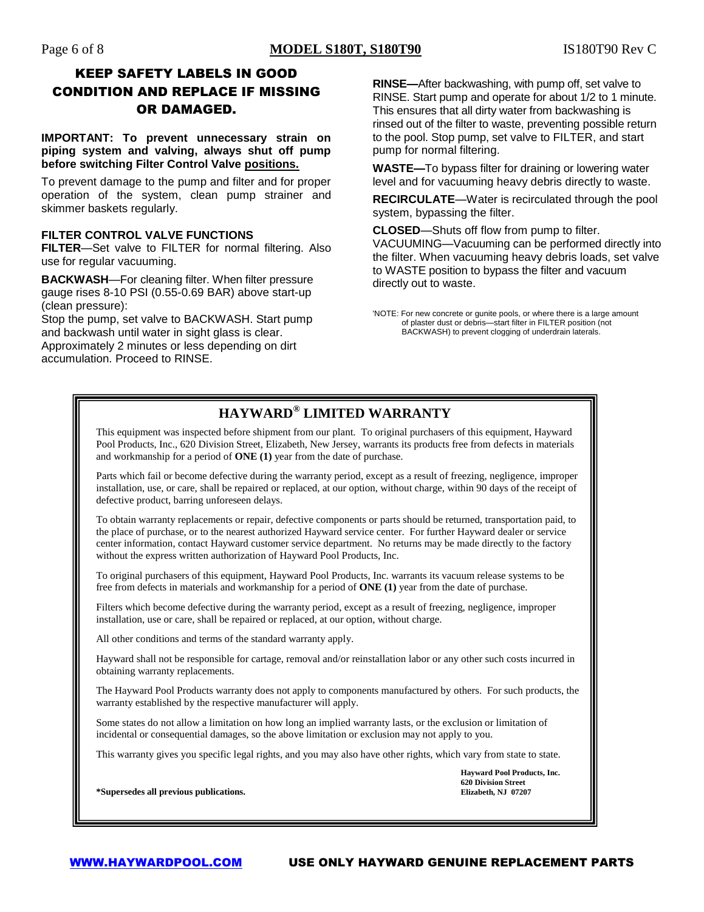## KEEP SAFETY LABELS IN GOOD CONDITION AND REPLACE IF MISSING OR DAMAGED.

**IMPORTANT: To prevent unnecessary strain on piping system and valving, always shut off pump before switching Filter Control Valve positions.**

To prevent damage to the pump and filter and for proper operation of the system, clean pump strainer and skimmer baskets regularly.

### FILTER CONTROL VALVE FUNCTIONS

**FILTER**—Set valve to FILTER for normal filtering. Also use for regular vacuuming.

**BACKWASH**—For cleaning filter. When filter pressure gauge rises 8-10 PSI (0.55-0.69 BAR) above start-up (clean pressure):
Stop the pump, set valve to BACKWASH. Start pump and backwash until water in sight glass is clear. Approximately 2 minutes or less depending on dirt accumulation. Proceed to RINSE.

**RINSE—**After backwashing, with pump off, set valve to RINSE. Start pump and operate for about 1/2 to 1 minute. This ensures that all dirty water from backwashing is rinsed out of the filter to waste, preventing possible return to the pool. Stop pump, set valve to FILTER, and start pump for normal filtering.

**WASTE—**To bypass filter for draining or lowering water level and for vacuuming heavy debris directly to waste.

**RECIRCULATE**—Water is recirculated through the pool system, bypassing the filter.

**CLOSED**—Shuts off flow from pump to filter.
VACUUMING—Vacuuming can be performed directly into the filter. When vacuuming heavy debris loads, set valve to WASTE position to bypass the filter and vacuum directly out to waste.

'NOTE: For new concrete or gunite pools, or where there is a large amount of plaster dust or debris—start filter in FILTER position (not BACKWASH) to prevent clogging of underdrain laterals.

## HAYWARD® LIMITED WARRANTY

This equipment was inspected before shipment from our plant. To original purchasers of this equipment, Hayward Pool Products, Inc., 620 Division Street, Elizabeth, New Jersey, warrants its products free from defects in materials and workmanship for a period of **ONE (1)** year from the date of purchase.

Parts which fail or become defective during the warranty period, except as a result of freezing, negligence, improper installation, use, or care, shall be repaired or replaced, at our option, without charge, within 90 days of the receipt of defective product, barring unforeseen delays.

To obtain warranty replacements or repair, defective components or parts should be returned, transportation paid, to the place of purchase, or to the nearest authorized Hayward service center. For further Hayward dealer or service center information, contact Hayward customer service department. No returns may be made directly to the factory without the express written authorization of Hayward Pool Products, Inc.

To original purchasers of this equipment, Hayward Pool Products, Inc. warrants its vacuum release systems to be free from defects in materials and workmanship for a period of **ONE (1)** year from the date of purchase.

Filters which become defective during the warranty period, except as a result of freezing, negligence, improper installation, use or care, shall be repaired or replaced, at our option, without charge.

All other conditions and terms of the standard warranty apply.

Hayward shall not be responsible for cartage, removal and/or reinstallation labor or any other such costs incurred in obtaining warranty replacements.

The Hayward Pool Products warranty does not apply to components manufactured by others. For such products, the warranty established by the respective manufacturer will apply.

Some states do not allow a limitation on how long an implied warranty lasts, or the exclusion or limitation of incidental or consequential damages, so the above limitation or exclusion may not apply to you.

This warranty gives you specific legal rights, and you may also have other rights, which vary from state to state.

**\*Supersedes all previous publications.**

**Hayward Pool Products, Inc.**
**620 Division Street**
**Elizabeth, NJ 07207**

WWW.HAYWARDPOOL.COM **USE ONLY HAYWARD GENUINE REPLACEMENT PARTS**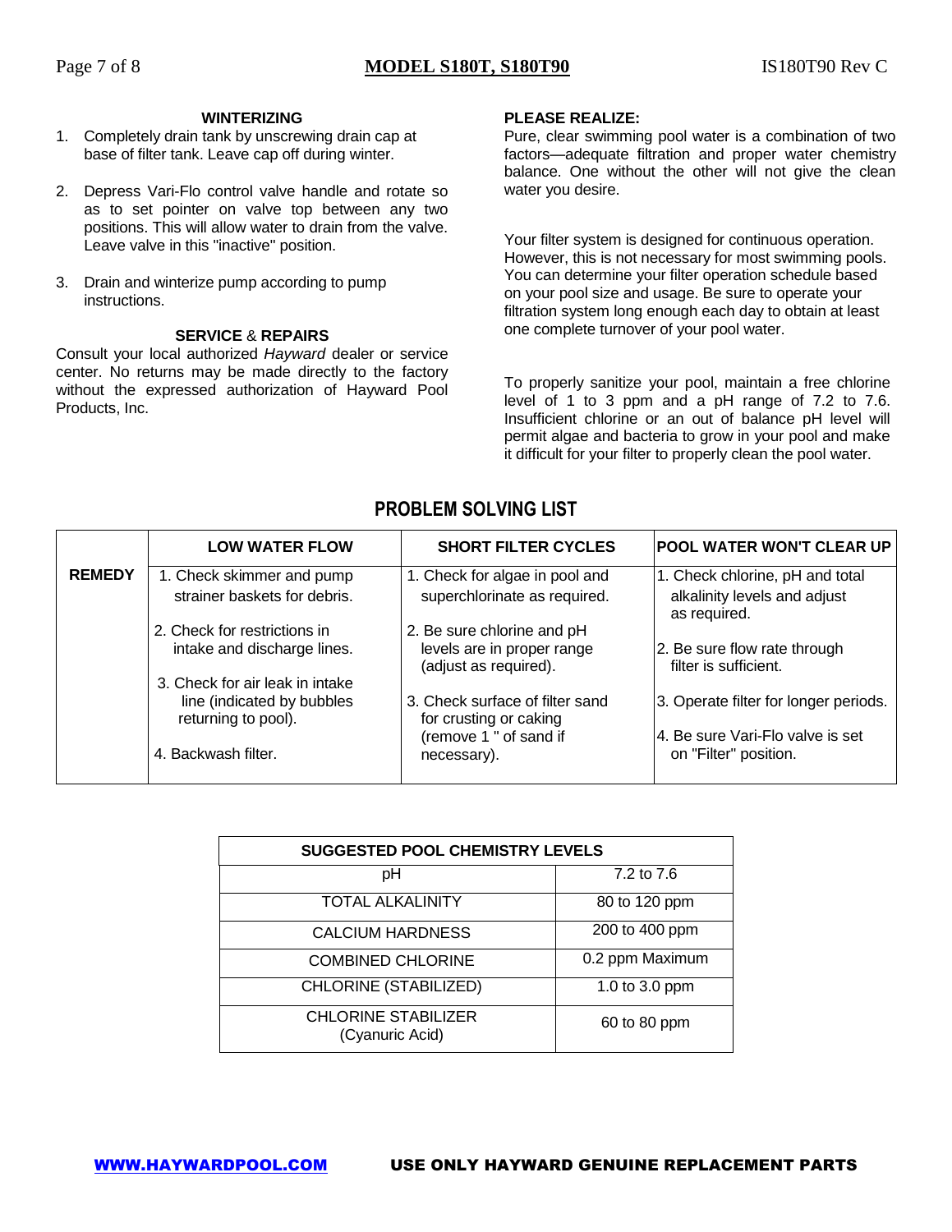### WINTERIZING

1. Completely drain tank by unscrewing drain cap at base of filter tank. Leave cap off during winter.

2. Depress Vari-Flo control valve handle and rotate so as to set pointer on valve top between any two positions. This will allow water to drain from the valve. Leave valve in this "inactive" position.

3. Drain and winterize pump according to pump instructions.

### SERVICE & REPAIRS

Consult your local authorized *Hayward* dealer or service center. No returns may be made directly to the factory without the expressed authorization of Hayward Pool Products, Inc.

### PLEASE REALIZE:

Pure, clear swimming pool water is a combination of two factors—adequate filtration and proper water chemistry balance. One without the other will not give the clean water you desire.

Your filter system is designed for continuous operation. However, this is not necessary for most swimming pools. You can determine your filter operation schedule based on your pool size and usage. Be sure to operate your filtration system long enough each day to obtain at least one complete turnover of your pool water.

To properly sanitize your pool, maintain a free chlorine level of 1 to 3 ppm and a pH range of 7.2 to 7.6. Insufficient chlorine or an out of balance pH level will permit algae and bacteria to grow in your pool and make it difficult for your filter to properly clean the pool water.

## PROBLEM SOLVING LIST

| | LOW WATER FLOW | SHORT FILTER CYCLES | POOL WATER WON'T CLEAR UP |
|---|---|---|---|
| **REMEDY** | 1. Check skimmer and pump strainer baskets for debris.<br>2. Check for restrictions in intake and discharge lines.<br>3. Check for air leak in intake line (indicated by bubbles returning to pool).<br>4. Backwash filter. | 1. Check for algae in pool and superchlorinate as required.<br>2. Be sure chlorine and pH levels are in proper range (adjust as required).<br>3. Check surface of filter sand for crusting or caking (remove 1 " of sand if necessary). | 1. Check chlorine, pH and total alkalinity levels and adjust as required.<br>2. Be sure flow rate through filter is sufficient.<br>3. Operate filter for longer periods.<br>4. Be sure Vari-Flo valve is set on "Filter" position. |

| SUGGESTED POOL CHEMISTRY LEVELS | |
|---|---|
| pH | 7.2 to 7.6 |
| TOTAL ALKALINITY | 80 to 120 ppm |
| CALCIUM HARDNESS | 200 to 400 ppm |
| COMBINED CHLORINE | 0.2 ppm Maximum |
| CHLORINE (STABILIZED) | 1.0 to 3.0 ppm |
| CHLORINE STABILIZER (Cyanuric Acid) | 60 to 80 ppm |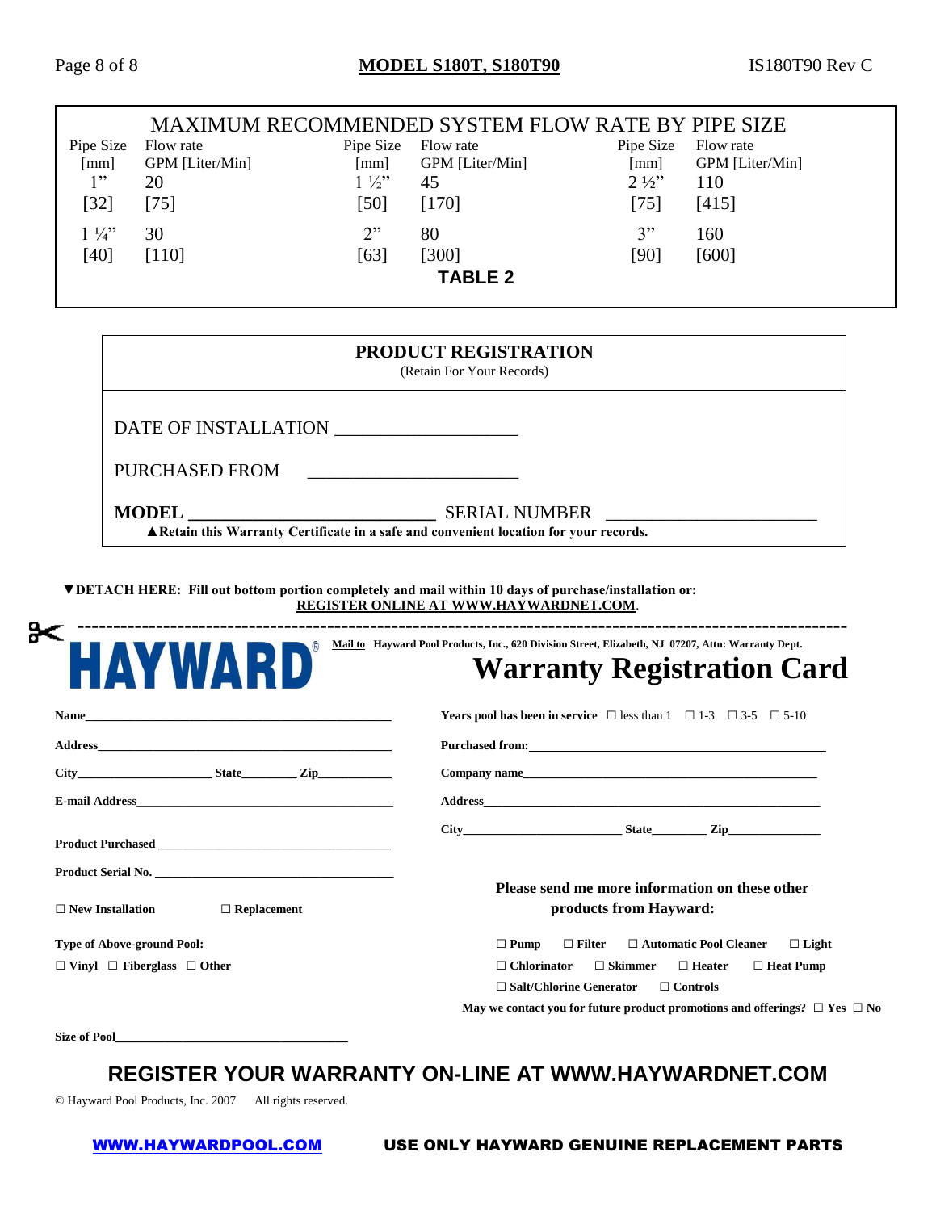## MAXIMUM RECOMMENDED SYSTEM FLOW RATE BY PIPE SIZE

| Pipe Size [mm] | Flow rate GPM [Liter/Min] | Pipe Size [mm] | Flow rate GPM [Liter/Min] | Pipe Size [mm] | Flow rate GPM [Liter/Min] |
|---|---|---|---|---|---|
| 1" [32] | 20 [75] | 1 ½" [50] | 45 [170] | 2 ½" [75] | 110 [415] |
| 1 ¼" [40] | 30 [110] | 2" [63] | 80 [300] | 3" [90] | 160 [600] |

**TABLE 2**

## PRODUCT REGISTRATION

(Retain For Your Records)

DATE OF INSTALLATION ___________________

PURCHASED FROM ______________________

**MODEL** __________________________ SERIAL NUMBER ______________________

**▲Retain this Warranty Certificate in a safe and convenient location for your records.**

**▼DETACH HERE: Fill out bottom portion completely and mail within 10 days of purchase/installation or:**
**REGISTER ONLINE AT WWW.HAYWARDNET.COM.**

---

**HAYWARD®**

**Mail to:** **Hayward Pool Products, Inc., 620 Division Street, Elizabeth, NJ 07207, Attn: Warranty Dept.**

# Warranty Registration Card

**Name**_______________________________________________

**Address**_____________________________________________

**City**____________________ **State**________ **Zip**___________

**E-mail Address**_________________________________________

**Product Purchased** ____________________________________

**Product Serial No.** _____________________________________

☐ **New Installation** ☐ **Replacement**

**Type of Above-ground Pool:**

☐ **Vinyl** ☐ **Fiberglass** ☐ **Other**

**Size of Pool**___________________________________

**Years pool has been in service** ☐ less than 1 ☐ 1-3 ☐ 3-5 ☐ 5-10

**Purchased from:**_______________________________________________

**Company name**_______________________________________________

**Address**____________________________________________________

**City**________________________ **State**________ **Zip**______________

**Please send me more information on these other products from Hayward:**

☐ **Pump** ☐ **Filter** ☐ **Automatic Pool Cleaner** ☐ **Light**

☐ **Chlorinator** ☐ **Skimmer** ☐ **Heater** ☐ **Heat Pump**

☐ **Salt/Chlorine Generator** ☐ **Controls**

**May we contact you for future product promotions and offerings?** ☐ **Yes** ☐ **No**

## REGISTER YOUR WARRANTY ON-LINE AT WWW.HAYWARDNET.COM

© Hayward Pool Products, Inc. 2007 All rights reserved.

**WWW.HAYWARDPOOL.COM** **USE ONLY HAYWARD GENUINE REPLACEMENT PARTS**